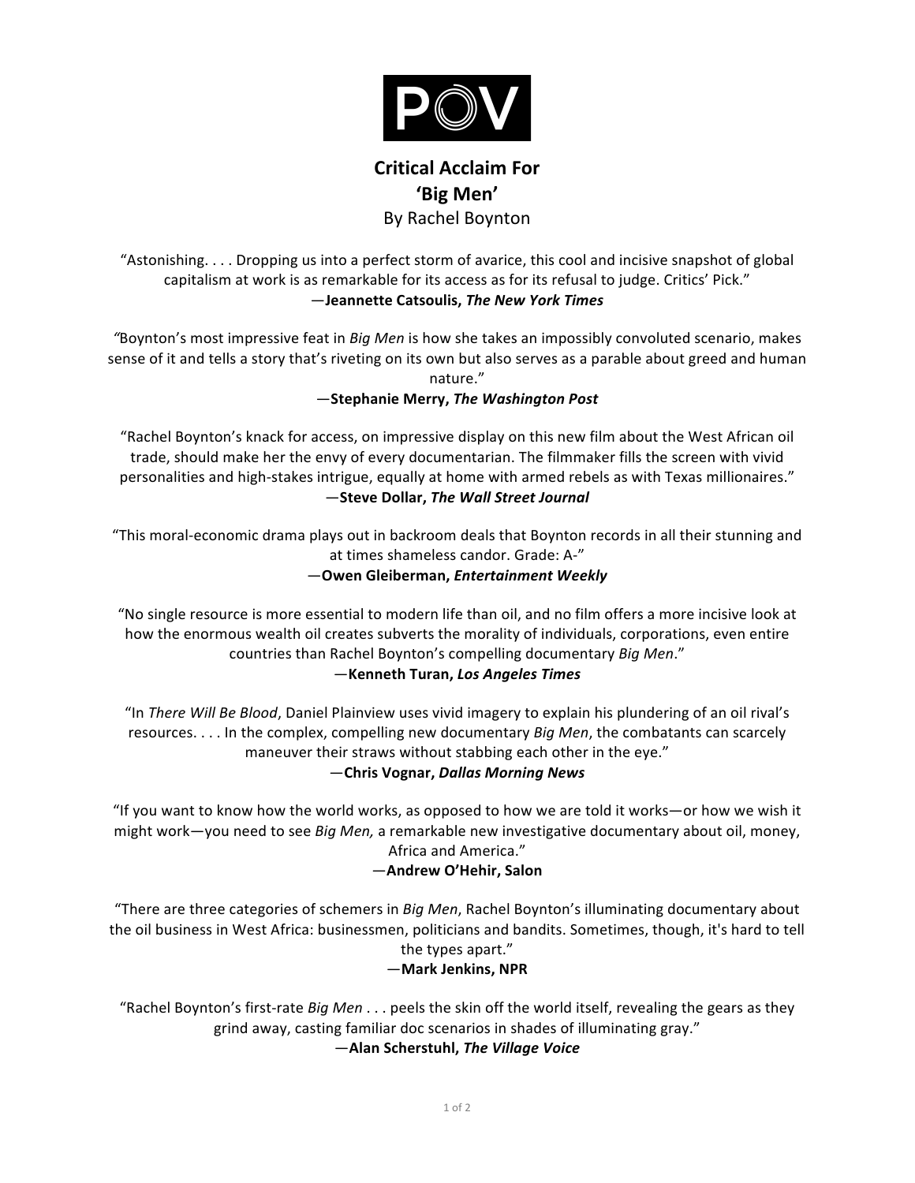POV

# Critical Acclaim For 'Big Men'

By Rachel Boynton

"Astonishing. . . . Dropping us into a perfect storm of avarice, this cool and incisive snapshot of global capitalism at work is as remarkable for its access as for its refusal to judge. Critics' Pick."
—**Jeannette Catsoulis, *The New York Times***

"Boynton's most impressive feat in *Big Men* is how she takes an impossibly convoluted scenario, makes sense of it and tells a story that's riveting on its own but also serves as a parable about greed and human nature."
—**Stephanie Merry, *The Washington Post***

"Rachel Boynton's knack for access, on impressive display on this new film about the West African oil trade, should make her the envy of every documentarian. The filmmaker fills the screen with vivid personalities and high-stakes intrigue, equally at home with armed rebels as with Texas millionaires."
—**Steve Dollar, *The Wall Street Journal***

"This moral-economic drama plays out in backroom deals that Boynton records in all their stunning and at times shameless candor. Grade: A-"
—**Owen Gleiberman, *Entertainment Weekly***

"No single resource is more essential to modern life than oil, and no film offers a more incisive look at how the enormous wealth oil creates subverts the morality of individuals, corporations, even entire countries than Rachel Boynton's compelling documentary *Big Men*."
—**Kenneth Turan, *Los Angeles Times***

"In *There Will Be Blood*, Daniel Plainview uses vivid imagery to explain his plundering of an oil rival's resources. . . . In the complex, compelling new documentary *Big Men*, the combatants can scarcely maneuver their straws without stabbing each other in the eye."
—**Chris Vognar, *Dallas Morning News***

"If you want to know how the world works, as opposed to how we are told it works—or how we wish it might work—you need to see *Big Men,* a remarkable new investigative documentary about oil, money, Africa and America."
—**Andrew O'Hehir, Salon**

"There are three categories of schemers in *Big Men*, Rachel Boynton's illuminating documentary about the oil business in West Africa: businessmen, politicians and bandits. Sometimes, though, it's hard to tell the types apart."
—**Mark Jenkins, NPR**

"Rachel Boynton's first-rate *Big Men* . . . peels the skin off the world itself, revealing the gears as they grind away, casting familiar doc scenarios in shades of illuminating gray."
—**Alan Scherstuhl, *The Village Voice***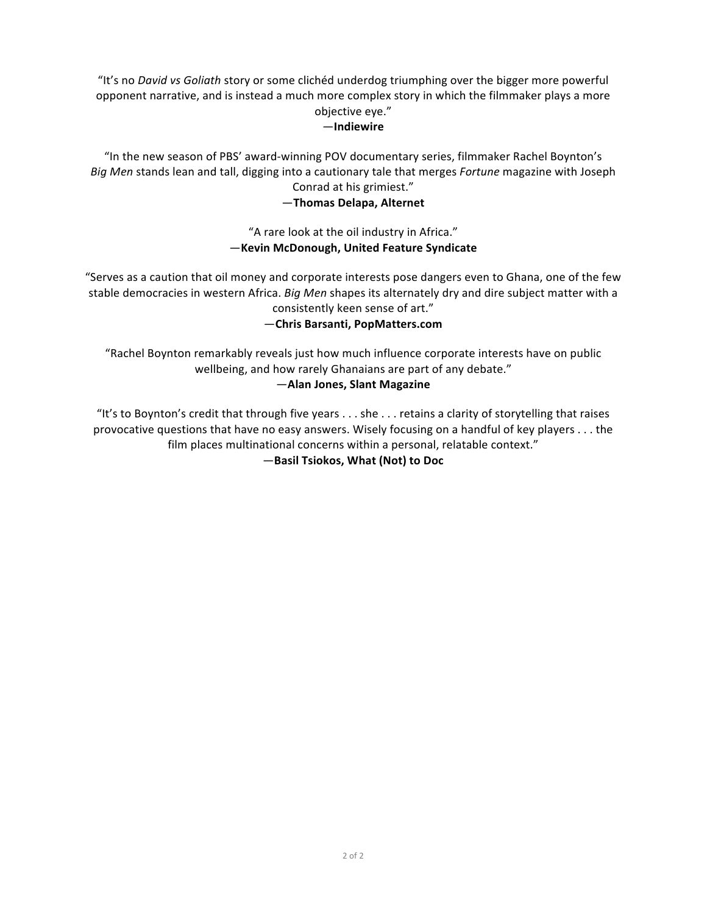"It's no *David vs Goliath* story or some clichéd underdog triumphing over the bigger more powerful opponent narrative, and is instead a much more complex story in which the filmmaker plays a more objective eye."
—**Indiewire**

"In the new season of PBS' award-winning POV documentary series, filmmaker Rachel Boynton's *Big Men* stands lean and tall, digging into a cautionary tale that merges *Fortune* magazine with Joseph Conrad at his grimiest."
—**Thomas Delapa, Alternet**

"A rare look at the oil industry in Africa."
—**Kevin McDonough, United Feature Syndicate**

"Serves as a caution that oil money and corporate interests pose dangers even to Ghana, one of the few stable democracies in western Africa. *Big Men* shapes its alternately dry and dire subject matter with a consistently keen sense of art."
—**Chris Barsanti, PopMatters.com**

"Rachel Boynton remarkably reveals just how much influence corporate interests have on public wellbeing, and how rarely Ghanaians are part of any debate."
—**Alan Jones, Slant Magazine**

"It's to Boynton's credit that through five years . . . she . . . retains a clarity of storytelling that raises provocative questions that have no easy answers. Wisely focusing on a handful of key players . . . the film places multinational concerns within a personal, relatable context."
—**Basil Tsiokos, What (Not) to Doc**